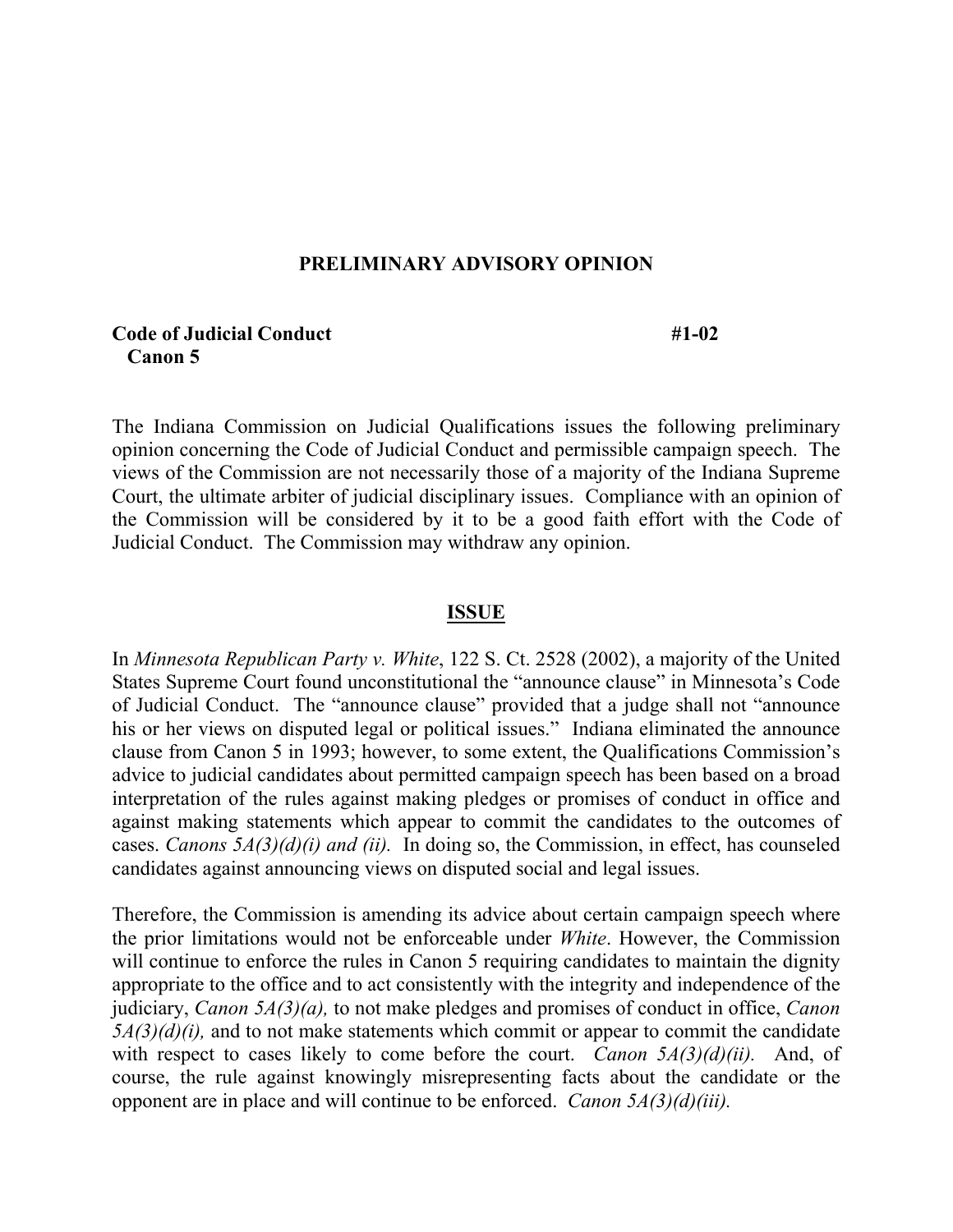# PRELIMINARY ADVISORY OPINION

**Code of Judicial Conduct** **#1-02**
**Canon 5**

The Indiana Commission on Judicial Qualifications issues the following preliminary opinion concerning the Code of Judicial Conduct and permissible campaign speech. The views of the Commission are not necessarily those of a majority of the Indiana Supreme Court, the ultimate arbiter of judicial disciplinary issues. Compliance with an opinion of the Commission will be considered by it to be a good faith effort with the Code of Judicial Conduct. The Commission may withdraw any opinion.

## ISSUE

In *Minnesota Republican Party v. White*, 122 S. Ct. 2528 (2002), a majority of the United States Supreme Court found unconstitutional the "announce clause" in Minnesota's Code of Judicial Conduct. The "announce clause" provided that a judge shall not "announce his or her views on disputed legal or political issues." Indiana eliminated the announce clause from Canon 5 in 1993; however, to some extent, the Qualifications Commission's advice to judicial candidates about permitted campaign speech has been based on a broad interpretation of the rules against making pledges or promises of conduct in office and against making statements which appear to commit the candidates to the outcomes of cases. *Canons 5A(3)(d)(i) and (ii).* In doing so, the Commission, in effect, has counseled candidates against announcing views on disputed social and legal issues.

Therefore, the Commission is amending its advice about certain campaign speech where the prior limitations would not be enforceable under *White*. However, the Commission will continue to enforce the rules in Canon 5 requiring candidates to maintain the dignity appropriate to the office and to act consistently with the integrity and independence of the judiciary, *Canon 5A(3)(a),* to not make pledges and promises of conduct in office, *Canon 5A(3)(d)(i),* and to not make statements which commit or appear to commit the candidate with respect to cases likely to come before the court. *Canon 5A(3)(d)(ii).* And, of course, the rule against knowingly misrepresenting facts about the candidate or the opponent are in place and will continue to be enforced. *Canon 5A(3)(d)(iii).*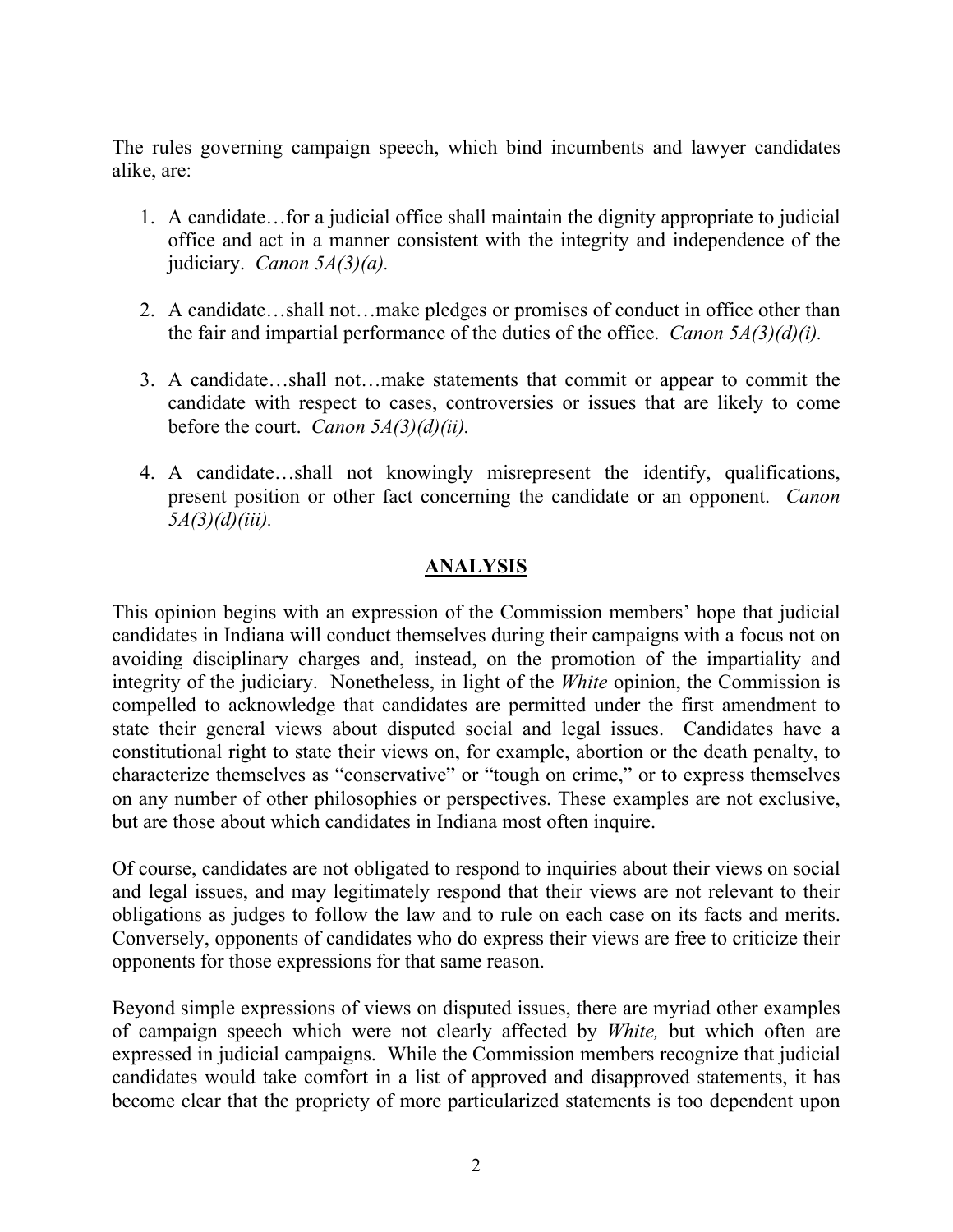The rules governing campaign speech, which bind incumbents and lawyer candidates alike, are:

1. A candidate…for a judicial office shall maintain the dignity appropriate to judicial office and act in a manner consistent with the integrity and independence of the judiciary. *Canon 5A(3)(a).*

2. A candidate…shall not…make pledges or promises of conduct in office other than the fair and impartial performance of the duties of the office. *Canon 5A(3)(d)(i).*

3. A candidate…shall not…make statements that commit or appear to commit the candidate with respect to cases, controversies or issues that are likely to come before the court. *Canon 5A(3)(d)(ii).*

4. A candidate…shall not knowingly misrepresent the identify, qualifications, present position or other fact concerning the candidate or an opponent. *Canon 5A(3)(d)(iii).*

## ANALYSIS

This opinion begins with an expression of the Commission members' hope that judicial candidates in Indiana will conduct themselves during their campaigns with a focus not on avoiding disciplinary charges and, instead, on the promotion of the impartiality and integrity of the judiciary. Nonetheless, in light of the *White* opinion, the Commission is compelled to acknowledge that candidates are permitted under the first amendment to state their general views about disputed social and legal issues. Candidates have a constitutional right to state their views on, for example, abortion or the death penalty, to characterize themselves as "conservative" or "tough on crime," or to express themselves on any number of other philosophies or perspectives. These examples are not exclusive, but are those about which candidates in Indiana most often inquire.

Of course, candidates are not obligated to respond to inquiries about their views on social and legal issues, and may legitimately respond that their views are not relevant to their obligations as judges to follow the law and to rule on each case on its facts and merits. Conversely, opponents of candidates who do express their views are free to criticize their opponents for those expressions for that same reason.

Beyond simple expressions of views on disputed issues, there are myriad other examples of campaign speech which were not clearly affected by *White,* but which often are expressed in judicial campaigns. While the Commission members recognize that judicial candidates would take comfort in a list of approved and disapproved statements, it has become clear that the propriety of more particularized statements is too dependent upon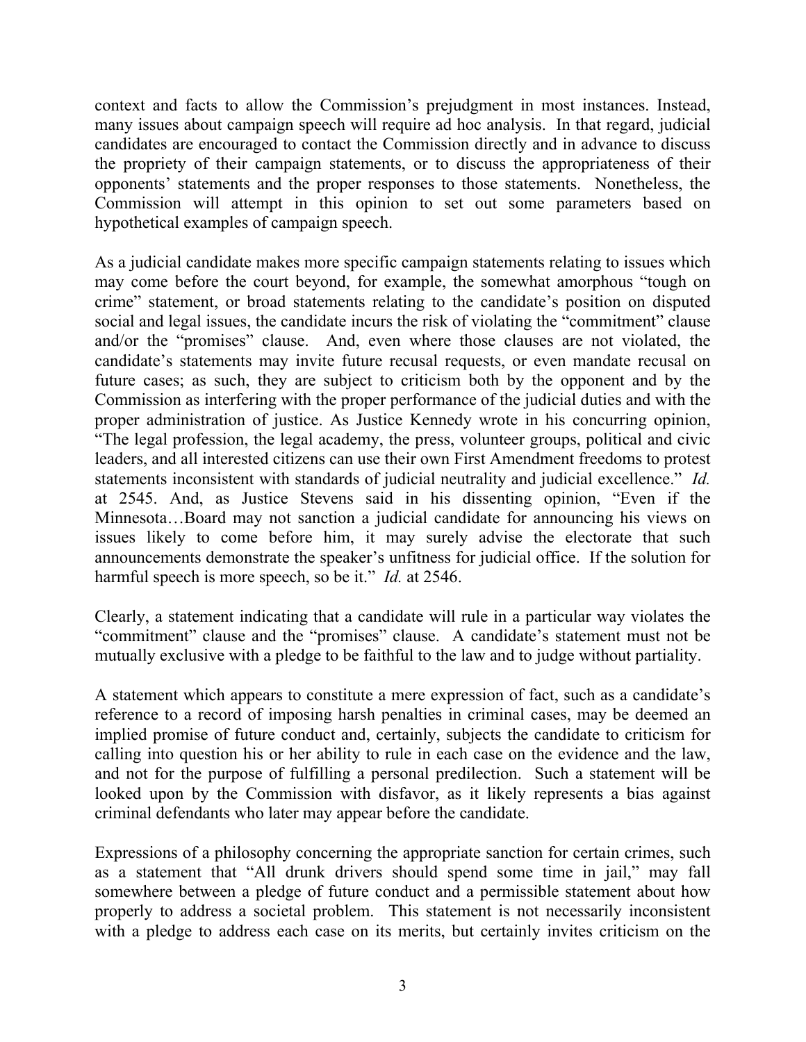context and facts to allow the Commission's prejudgment in most instances. Instead, many issues about campaign speech will require ad hoc analysis. In that regard, judicial candidates are encouraged to contact the Commission directly and in advance to discuss the propriety of their campaign statements, or to discuss the appropriateness of their opponents' statements and the proper responses to those statements. Nonetheless, the Commission will attempt in this opinion to set out some parameters based on hypothetical examples of campaign speech.

As a judicial candidate makes more specific campaign statements relating to issues which may come before the court beyond, for example, the somewhat amorphous "tough on crime" statement, or broad statements relating to the candidate's position on disputed social and legal issues, the candidate incurs the risk of violating the "commitment" clause and/or the "promises" clause. And, even where those clauses are not violated, the candidate's statements may invite future recusal requests, or even mandate recusal on future cases; as such, they are subject to criticism both by the opponent and by the Commission as interfering with the proper performance of the judicial duties and with the proper administration of justice. As Justice Kennedy wrote in his concurring opinion, "The legal profession, the legal academy, the press, volunteer groups, political and civic leaders, and all interested citizens can use their own First Amendment freedoms to protest statements inconsistent with standards of judicial neutrality and judicial excellence." *Id.* at 2545. And, as Justice Stevens said in his dissenting opinion, "Even if the Minnesota…Board may not sanction a judicial candidate for announcing his views on issues likely to come before him, it may surely advise the electorate that such announcements demonstrate the speaker's unfitness for judicial office. If the solution for harmful speech is more speech, so be it." *Id.* at 2546.

Clearly, a statement indicating that a candidate will rule in a particular way violates the "commitment" clause and the "promises" clause. A candidate's statement must not be mutually exclusive with a pledge to be faithful to the law and to judge without partiality.

A statement which appears to constitute a mere expression of fact, such as a candidate's reference to a record of imposing harsh penalties in criminal cases, may be deemed an implied promise of future conduct and, certainly, subjects the candidate to criticism for calling into question his or her ability to rule in each case on the evidence and the law, and not for the purpose of fulfilling a personal predilection. Such a statement will be looked upon by the Commission with disfavor, as it likely represents a bias against criminal defendants who later may appear before the candidate.

Expressions of a philosophy concerning the appropriate sanction for certain crimes, such as a statement that "All drunk drivers should spend some time in jail," may fall somewhere between a pledge of future conduct and a permissible statement about how properly to address a societal problem. This statement is not necessarily inconsistent with a pledge to address each case on its merits, but certainly invites criticism on the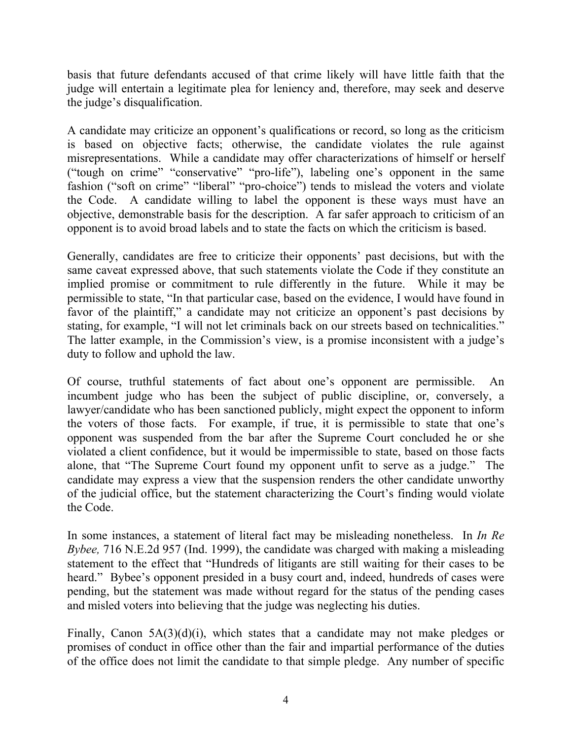basis that future defendants accused of that crime likely will have little faith that the judge will entertain a legitimate plea for leniency and, therefore, may seek and deserve the judge's disqualification.

A candidate may criticize an opponent's qualifications or record, so long as the criticism is based on objective facts; otherwise, the candidate violates the rule against misrepresentations. While a candidate may offer characterizations of himself or herself ("tough on crime" "conservative" "pro-life"), labeling one's opponent in the same fashion ("soft on crime" "liberal" "pro-choice") tends to mislead the voters and violate the Code. A candidate willing to label the opponent is these ways must have an objective, demonstrable basis for the description. A far safer approach to criticism of an opponent is to avoid broad labels and to state the facts on which the criticism is based.

Generally, candidates are free to criticize their opponents' past decisions, but with the same caveat expressed above, that such statements violate the Code if they constitute an implied promise or commitment to rule differently in the future. While it may be permissible to state, "In that particular case, based on the evidence, I would have found in favor of the plaintiff," a candidate may not criticize an opponent's past decisions by stating, for example, "I will not let criminals back on our streets based on technicalities." The latter example, in the Commission's view, is a promise inconsistent with a judge's duty to follow and uphold the law.

Of course, truthful statements of fact about one's opponent are permissible. An incumbent judge who has been the subject of public discipline, or, conversely, a lawyer/candidate who has been sanctioned publicly, might expect the opponent to inform the voters of those facts. For example, if true, it is permissible to state that one's opponent was suspended from the bar after the Supreme Court concluded he or she violated a client confidence, but it would be impermissible to state, based on those facts alone, that "The Supreme Court found my opponent unfit to serve as a judge." The candidate may express a view that the suspension renders the other candidate unworthy of the judicial office, but the statement characterizing the Court's finding would violate the Code.

In some instances, a statement of literal fact may be misleading nonetheless. In *In Re Bybee,* 716 N.E.2d 957 (Ind. 1999), the candidate was charged with making a misleading statement to the effect that "Hundreds of litigants are still waiting for their cases to be heard." Bybee's opponent presided in a busy court and, indeed, hundreds of cases were pending, but the statement was made without regard for the status of the pending cases and misled voters into believing that the judge was neglecting his duties.

Finally, Canon 5A(3)(d)(i), which states that a candidate may not make pledges or promises of conduct in office other than the fair and impartial performance of the duties of the office does not limit the candidate to that simple pledge. Any number of specific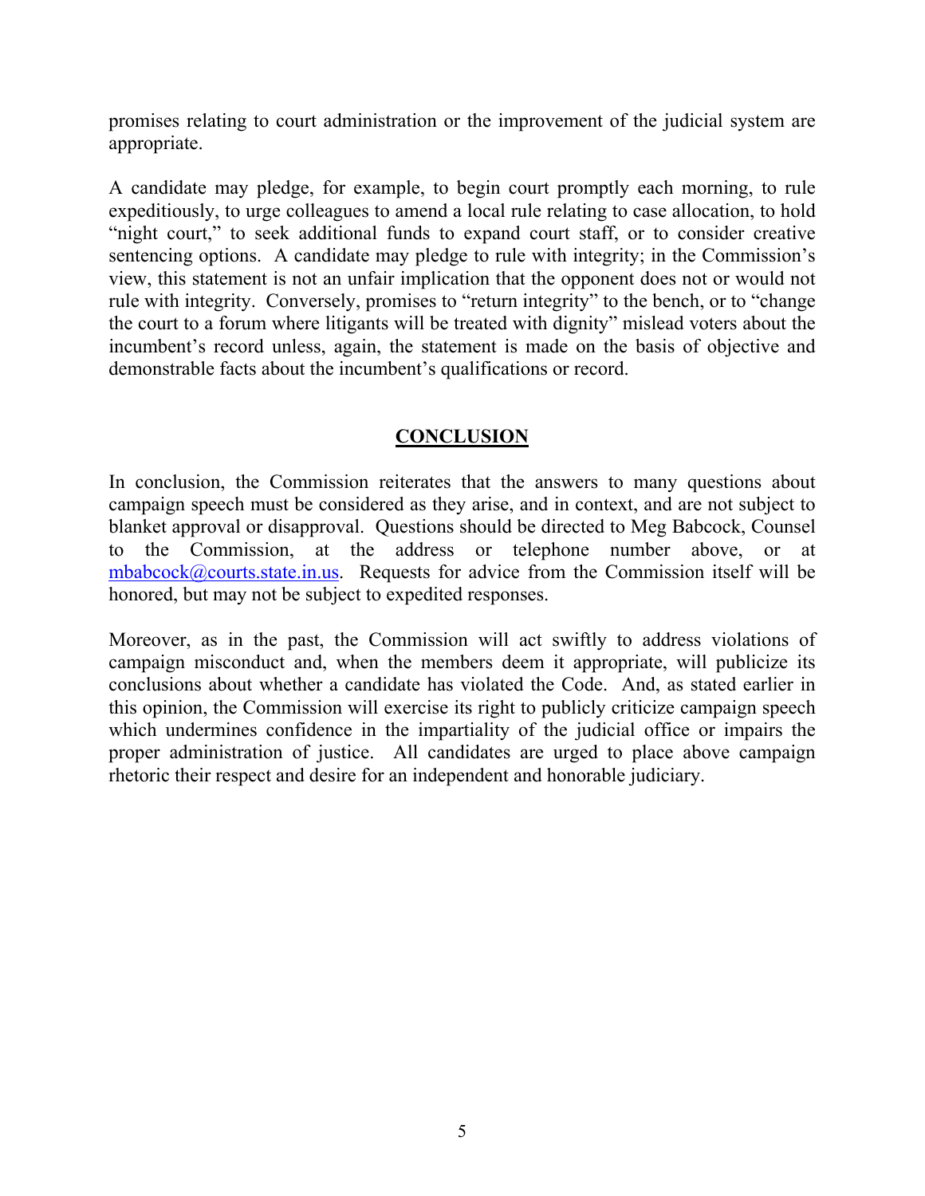promises relating to court administration or the improvement of the judicial system are appropriate.

A candidate may pledge, for example, to begin court promptly each morning, to rule expeditiously, to urge colleagues to amend a local rule relating to case allocation, to hold "night court," to seek additional funds to expand court staff, or to consider creative sentencing options. A candidate may pledge to rule with integrity; in the Commission's view, this statement is not an unfair implication that the opponent does not or would not rule with integrity. Conversely, promises to "return integrity" to the bench, or to "change the court to a forum where litigants will be treated with dignity" mislead voters about the incumbent's record unless, again, the statement is made on the basis of objective and demonstrable facts about the incumbent's qualifications or record.

## CONCLUSION

In conclusion, the Commission reiterates that the answers to many questions about campaign speech must be considered as they arise, and in context, and are not subject to blanket approval or disapproval. Questions should be directed to Meg Babcock, Counsel to the Commission, at the address or telephone number above, or at mbabcock@courts.state.in.us. Requests for advice from the Commission itself will be honored, but may not be subject to expedited responses.

Moreover, as in the past, the Commission will act swiftly to address violations of campaign misconduct and, when the members deem it appropriate, will publicize its conclusions about whether a candidate has violated the Code. And, as stated earlier in this opinion, the Commission will exercise its right to publicly criticize campaign speech which undermines confidence in the impartiality of the judicial office or impairs the proper administration of justice. All candidates are urged to place above campaign rhetoric their respect and desire for an independent and honorable judiciary.